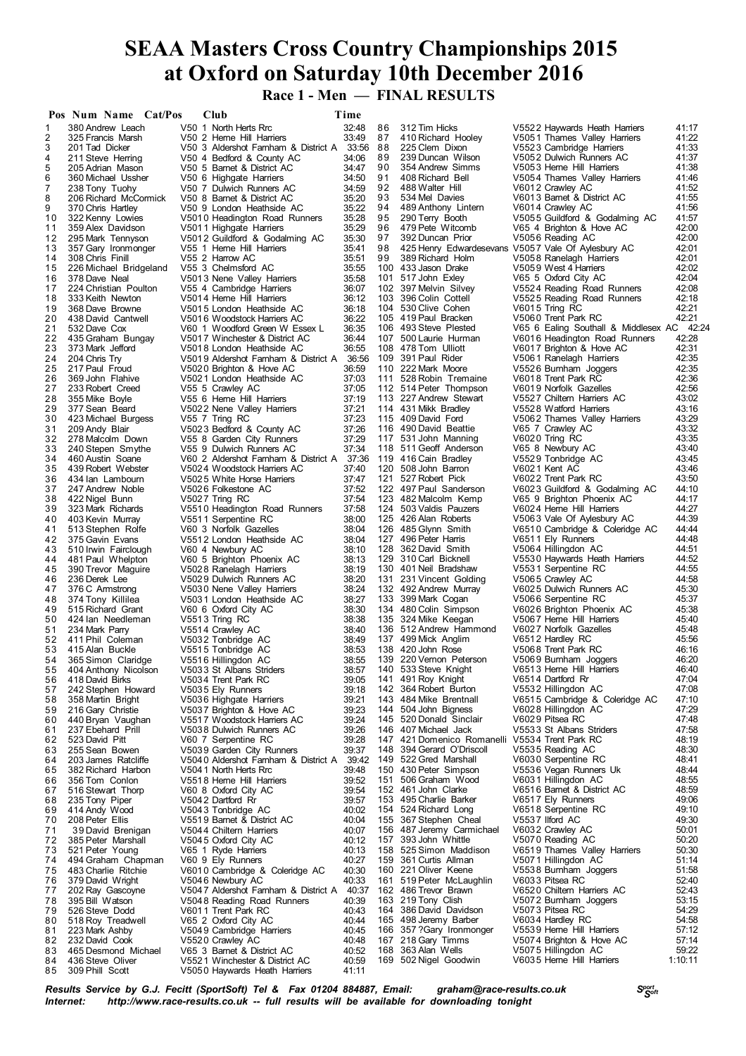# SEAA Masters Cross Country Championships 2015 at Oxford on Saturday 10th December 2016

## Race 1 - Men — FINAL RESULTS

| Pos | Num | Name | Cat/Pos | Club | Time |
|---|---|---|---|---|---|
| 1 | 380 | Andrew Leach | V50 1 | North Herts Rrc | 32:48 |
| 2 | 325 | Francis Marsh | V50 2 | Herne Hill Harriers | 33:49 |
| 3 | 201 | Tad Dicker | V50 3 | Aldershot Farnham & District A | 33:56 |
| 4 | 211 | Steve Herring | V50 4 | Bedford & County AC | 34:06 |
| 5 | 205 | Adrian Mason | V50 5 | Barnet & District AC | 34:47 |
| 6 | 360 | Michael Ussher | V50 6 | Highgate Harriers | 34:50 |
| 7 | 238 | Tony Tuohy | V50 7 | Dulwich Runners AC | 34:59 |
| 8 | 206 | Richard McCormick | V50 8 | Barnet & District AC | 35:20 |
| 9 | 370 | Chris Hartley | V50 9 | London Heathside AC | 35:22 |
| 10 | 322 | Kenny Lowies | V50 10 | Headington Road Runners | 35:28 |
| 11 | 359 | Alex Davidson | V50 11 | Highgate Harriers | 35:29 |
| 12 | 295 | Mark Tennyson | V50 12 | Guildford & Godalming AC | 35:30 |
| 13 | 357 | Gary Ironmonger | V55 1 | Herne Hill Harriers | 35:41 |
| 14 | 308 | Chris Finill | V55 2 | Harrow AC | 35:51 |
| 15 | 226 | Michael Bridgeland | V55 3 | Chelmsford AC | 35:55 |
| 16 | 378 | Dave Neal | V50 13 | Nene Valley Harriers | 35:58 |
| 17 | 224 | Christian Poulton | V55 4 | Cambridge Harriers | 36:07 |
| 18 | 333 | Keith Newton | V50 14 | Herne Hill Harriers | 36:12 |
| 19 | 368 | Dave Browne | V50 15 | London Heathside AC | 36:18 |
| 20 | 438 | David Cantwell | V50 16 | Woodstock Harriers AC | 36:22 |
| 21 | 532 | Dave Cox | V60 1 | Woodford Green W Essex L | 36:35 |
| 22 | 435 | Graham Bungay | V50 17 | Winchester & District AC | 36:44 |
| 23 | 373 | Mark Jefford | V50 18 | London Heathside AC | 36:55 |
| 24 | 204 | Chris Try | V50 19 | Aldershot Farnham & District A | 36:56 |
| 25 | 217 | Paul Froud | V50 20 | Brighton & Hove AC | 36:59 |
| 26 | 369 | John Flahive | V50 21 | London Heathside AC | 37:03 |
| 27 | 233 | Robert Creed | V55 5 | Crawley AC | 37:05 |
| 28 | 355 | Mike Boyle | V55 6 | Herne Hill Harriers | 37:19 |
| 29 | 377 | Sean Beard | V50 22 | Nene Valley Harriers | 37:21 |
| 30 | 423 | Michael Burgess | V55 7 | Tring RC | 37:23 |
| 31 | 209 | Andy Blair | V50 23 | Bedford & County AC | 37:26 |
| 32 | 278 | Malcolm Down | V55 8 | Garden City Runners | 37:29 |
| 33 | 240 | Stepen Smythe | V55 9 | Dulwich Runners AC | 37:34 |
| 34 | 460 | Austin Soane | V60 2 | Aldershot Farnham & District A | 37:36 |
| 35 | 439 | Robert Webster | V50 24 | Woodstock Harriers AC | 37:40 |
| 36 | 434 | Ian Lambourn | V50 25 | White Horse Harriers | 37:47 |
| 37 | 247 | Andrew Noble | V50 26 | Folkestone AC | 37:52 |
| 38 | 422 | Nigel Bunn | V50 27 | Tring RC | 37:54 |
| 39 | 323 | Mark Richards | V55 10 | Headington Road Runners | 37:58 |
| 40 | 403 | Kevin Murray | V55 11 | Serpentine RC | 38:00 |
| 41 | 513 | Stephen Rolfe | V60 3 | Norfolk Gazelles | 38:04 |
| 42 | 375 | Gavin Evans | V55 12 | London Heathside AC | 38:04 |
| 43 | 510 | Irwin Fairclough | V60 4 | Newbury AC | 38:10 |
| 44 | 481 | Paul Whelpton | V60 5 | Brighton Phoenix AC | 38:13 |
| 45 | 390 | Trevor Maguire | V50 28 | Ranelagh Harriers | 38:19 |
| 46 | 236 | Derek Lee | V50 29 | Dulwich Runners AC | 38:20 |
| 47 | 376 | C Armstrong | V50 30 | Nene Valley Harriers | 38:24 |
| 48 | 374 | Tony Killilea | V50 31 | London Heathside AC | 38:27 |
| 49 | 515 | Richard Grant | V60 6 | Oxford City AC | 38:30 |
| 50 | 424 | Ian Needleman | V55 13 | Tring RC | 38:38 |
| 51 | 234 | Mark Parry | V55 14 | Crawley AC | 38:40 |
| 52 | 411 | Phil Coleman | V50 32 | Tonbridge AC | 38:49 |
| 53 | 415 | Alan Buckle | V55 15 | Tonbridge AC | 38:53 |
| 54 | 365 | Simon Claridge | V55 16 | Hillingdon AC | 38:55 |
| 55 | 404 | Anthony Nicolson | V50 33 | St Albans Striders | 38:57 |
| 56 | 418 | David Birks | V50 34 | Trent Park RC | 39:05 |
| 57 | 242 | Stephen Howard | V50 35 | Ely Runners | 39:18 |
| 58 | 358 | Martin Bright | V50 36 | Highgate Harriers | 39:21 |
| 59 | 216 | Gary Christie | V50 37 | Brighton & Hove AC | 39:23 |
| 60 | 440 | Bryan Vaughan | V55 17 | Woodstock Harriers AC | 39:24 |
| 61 | 237 | Ebehard Prill | V50 38 | Dulwich Runners AC | 39:26 |
| 62 | 523 | David Pitt | V60 7 | Serpentine RC | 39:28 |
| 63 | 255 | Sean Bowen | V50 39 | Garden City Runners | 39:37 |
| 64 | 203 | James Ratcliffe | V50 40 | Aldershot Farnham & District A | 39:42 |
| 65 | 382 | Richard Harbon | V50 41 | North Herts Rrc | 39:48 |
| 66 | 356 | Tom Conlon | V55 18 | Herne Hill Harriers | 39:52 |
| 67 | 516 | Stewart Thorp | V60 8 | Oxford City AC | 39:54 |
| 68 | 235 | Tony Piper | V50 42 | Dartford Rr | 39:57 |
| 69 | 414 | Andy Wood | V50 43 | Tonbridge AC | 40:02 |
| 70 | 208 | Peter Ellis | V55 19 | Barnet & District AC | 40:04 |
| 71 | 39 | David Brenigan | V50 44 | Chiltern Harriers | 40:07 |
| 72 | 385 | Peter Marshall | V50 45 | Oxford City AC | 40:12 |
| 73 | 521 | Peter Young | V65 1 | Ryde Harriers | 40:13 |
| 74 | 494 | Graham Chapman | V60 9 | Ely Runners | 40:27 |
| 75 | 483 | Charlie Ritchie | V60 10 | Cambridge & Coleridge AC | 40:30 |
| 76 | 379 | David Wright | V50 46 | Newbury AC | 40:33 |
| 77 | 202 | Ray Gascoyne | V50 47 | Aldershot Farnham & District A | 40:37 |
| 78 | 395 | Bill Watson | V50 48 | Reading Road Runners | 40:39 |
| 79 | 526 | Steve Dodd | V60 11 | Trent Park RC | 40:43 |
| 80 | 518 | Roy Treadwell | V65 2 | Oxford City AC | 40:44 |
| 81 | 223 | Mark Ashby | V50 49 | Cambridge Harriers | 40:45 |
| 82 | 232 | David Cook | V55 20 | Crawley AC | 40:48 |
| 83 | 465 | Desmond Michael | V65 3 | Barnet & District AC | 40:52 |
| 84 | 436 | Steve Oliver | V55 21 | Winchester & District AC | 40:59 |
| 85 | 309 | Phill Scott | V50 50 | Haywards Heath Harriers | 41:11 |
| 86 | 312 | Tim Hicks | V55 22 | Haywards Heath Harriers | 41:17 |
| 87 | 410 | Richard Hooley | V50 51 | Thames Valley Harriers | 41:22 |
| 88 | 225 | Clem Dixon | V55 23 | Cambridge Harriers | 41:33 |
| 89 | 239 | Duncan Wilson | V50 52 | Dulwich Runners AC | 41:37 |
| 90 | 354 | Andrew Simms | V50 53 | Herne Hill Harriers | 41:38 |
| 91 | 408 | Richard Bell | V50 54 | Thames Valley Harriers | 41:46 |
| 92 | 488 | Walter Hill | V60 12 | Crawley AC | 41:52 |
| 93 | 534 | Mel Davies | V60 13 | Barnet & District AC | 41:55 |
| 94 | 489 | Anthony Lintern | V60 14 | Crawley AC | 41:56 |
| 95 | 290 | Terry Booth | V50 55 | Guildford & Godalming AC | 41:57 |
| 96 | 479 | Pete Witcomb | V65 4 | Brighton & Hove AC | 42:00 |
| 97 | 392 | Duncan Prior | V50 56 | Reading AC | 42:00 |
| 98 | 425 | Henry Edwardesevans | V50 57 | Vale Of Aylesbury AC | 42:01 |
| 99 | 389 | Richard Holm | V50 58 | Ranelagh Harriers | 42:01 |
| 100 | 433 | Jason Drake | V50 59 | West 4 Harriers | 42:02 |
| 101 | 517 | John Exley | V65 5 | Oxford City AC | 42:04 |
| 102 | 397 | Melvin Silvey | V55 24 | Reading Road Runners | 42:08 |
| 103 | 396 | Colin Cottell | V55 25 | Reading Road Runners | 42:18 |
| 104 | 530 | Clive Cohen | V60 15 | Tring RC | 42:21 |
| 105 | 419 | Paul Bracken | V50 60 | Trent Park RC | 42:21 |
| 106 | 493 | Steve Plested | V65 6 | Ealing Southall & Middlesex AC | 42:24 |
| 107 | 500 | Laurie Hurman | V60 16 | Headington Road Runners | 42:28 |
| 108 | 478 | Tom Ulliott | V60 17 | Brighton & Hove AC | 42:31 |
| 109 | 391 | Paul Rider | V50 61 | Ranelagh Harriers | 42:35 |
| 110 | 222 | Mark Moore | V55 26 | Burnham Joggers | 42:35 |
| 111 | 528 | Robin Tremaine | V60 18 | Trent Park RC | 42:36 |
| 112 | 514 | Peter Thompson | V60 19 | Norfolk Gazelles | 42:56 |
| 113 | 227 | Andrew Stewart | V55 27 | Chiltern Harriers AC | 43:02 |
| 114 | 431 | Mikk Bradley | V55 28 | Watford Harriers | 43:16 |
| 115 | 409 | David Ford | V50 62 | Thames Valley Harriers | 43:29 |
| 116 | 490 | David Beattie | V65 7 | Crawley AC | 43:32 |
| 117 | 531 | John Manning | V60 20 | Tring RC | 43:35 |
| 118 | 511 | Geoff Anderson | V65 8 | Newbury AC | 43:40 |
| 119 | 416 | Cain Bradley | V55 29 | Tonbridge AC | 43:45 |
| 120 | 508 | John Barron | V60 21 | Kent AC | 43:46 |
| 121 | 527 | Robert Pick | V60 22 | Trent Park RC | 43:50 |
| 122 | 497 | Paul Sanderson | V60 23 | Guildford & Godalming AC | 44:10 |
| 123 | 482 | Malcolm Kemp | V65 9 | Brighton Phoenix AC | 44:17 |
| 124 | 503 | Valdis Pauzers | V60 24 | Herne Hill Harriers | 44:27 |
| 125 | 426 | Alan Roberts | V50 63 | Vale Of Aylesbury AC | 44:39 |
| 126 | 485 | Glynn Smith | V65 10 | Cambridge & Coleridge AC | 44:44 |
| 127 | 496 | Peter Harris | V65 11 | Ely Runners | 44:48 |
| 128 | 362 | David Smith | V50 64 | Hillingdon AC | 44:51 |
| 129 | 310 | Carl Bicknell | V55 30 | Haywards Heath Harriers | 44:52 |
| 130 | 401 | Neil Bradshaw | V55 31 | Serpentine RC | 44:55 |
| 131 | 231 | Vincent Golding | V50 65 | Crawley AC | 44:58 |
| 132 | 492 | Andrew Murray | V60 25 | Dulwich Runners AC | 45:30 |
| 133 | 399 | Mark Cogan | V50 66 | Serpentine RC | 45:37 |
| 134 | 480 | Colin Simpson | V60 26 | Brighton Phoenix AC | 45:38 |
| 135 | 324 | Mike Keegan | V50 67 | Herne Hill Harriers | 45:40 |
| 136 | 512 | Andrew Hammond | V60 27 | Norfolk Gazelles | 45:48 |
| 137 | 499 | Mick Anglim | V65 12 | Hardley RC | 45:56 |
| 138 | 420 | John Rose | V50 68 | Trent Park RC | 46:16 |
| 139 | 220 | Vernon Peterson | V50 69 | Burnham Joggers | 46:20 |
| 140 | 533 | Steve Knight | V65 13 | Herne Hill Harriers | 46:40 |
| 141 | 491 | Roy Knight | V65 14 | Dartford Rr | 47:04 |
| 142 | 364 | Robert Burton | V55 32 | Hillingdon AC | 47:08 |
| 143 | 484 | Mike Brentnall | V65 15 | Cambridge & Coleridge AC | 47:10 |
| 144 | 504 | John Bigness | V60 28 | Hillingdon AC | 47:29 |
| 145 | 520 | Donald Sinclair | V60 29 | Pitsea RC | 47:48 |
| 146 | 407 | Michael Jack | V55 33 | St Albans Striders | 47:58 |
| 147 | 421 | Domenico Romanelli | V55 34 | Trent Park RC | 48:19 |
| 148 | 394 | Gerard O'Driscoll | V55 35 | Reading AC | 48:30 |
| 149 | 522 | Gred Marshall | V60 30 | Serpentine RC | 48:41 |
| 150 | 430 | Peter Simpson | V55 36 | Vegan Runners Uk | 48:44 |
| 151 | 506 | Graham Wood | V60 31 | Hillingdon AC | 48:55 |
| 152 | 461 | John Clarke | V65 16 | Barnet & District AC | 48:59 |
| 153 | 495 | Charlie Barker | V65 17 | Ely Runners | 49:06 |
| 154 | 524 | Richard Long | V65 18 | Serpentine RC | 49:10 |
| 155 | 367 | Stephen Cheal | V55 37 | Ilford AC | 49:30 |
| 156 | 487 | Jeremy Carmichael | V60 32 | Crawley AC | 50:01 |
| 157 | 393 | John Whittle | V50 70 | Reading AC | 50:20 |
| 158 | 525 | Simon Maddison | V65 19 | Thames Valley Harriers | 50:30 |
| 159 | 361 | Curtis Allman | V50 71 | Hillingdon AC | 51:14 |
| 160 | 221 | Oliver Keene | V55 38 | Burnham Joggers | 51:58 |
| 161 | 519 | Peter McLaughlin | V60 33 | Pitsea RC | 52:40 |
| 162 | 486 | Trevor Brawn | V65 20 | Chiltern Harriers AC | 52:43 |
| 163 | 219 | Tony Clish | V50 72 | Burnham Joggers | 53:15 |
| 164 | 386 | David Davidson | V50 73 | Pitsea RC | 54:29 |
| 165 | 498 | Jeremy Barber | V60 34 | Hardley RC | 54:58 |
| 166 | 357 | ?Gary Ironmonger | V55 39 | Herne Hill Harriers | 57:12 |
| 167 | 218 | Gary Timms | V50 74 | Brighton & Hove AC | 57:14 |
| 168 | 363 | Alan Wells | V50 75 | Hillingdon AC | 59:22 |
| 169 | 502 | Nigel Goodwin | V60 35 | Herne Hill Harriers | 1:10:11 |

*Results Service by G.J. Fecitt (SportSoft) Tel & Fax 01204 884887, Email: graham@race-results.co.uk*
*Internet: http://www.race-results.co.uk -- full results will be available for downloading tonight*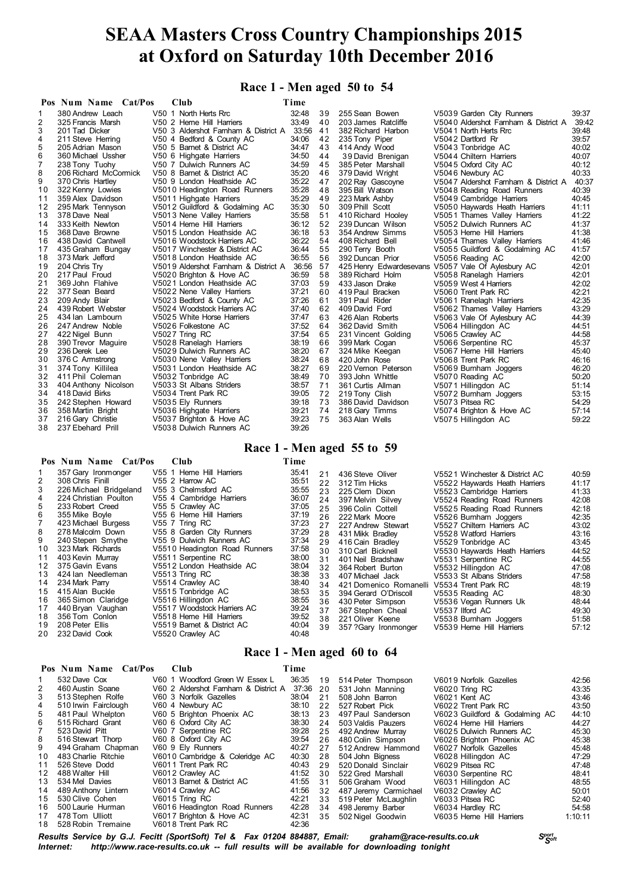# SEAA Masters Cross Country Championships 2015 at Oxford on Saturday 10th December 2016

## Race 1 - Men aged 50 to 54

| Pos | Num | Name | Cat/Pos | Club | Time |
|---|---|---|---|---|---|
| 1 | 380 | Andrew Leach | V50 1 | North Herts Rrc | 32:48 |
| 2 | 325 | Francis Marsh | V50 2 | Herne Hill Harriers | 33:49 |
| 3 | 201 | Tad Dicker | V50 3 | Aldershot Farnham & District A | 33:56 |
| 4 | 211 | Steve Herring | V50 4 | Bedford & County AC | 34:06 |
| 5 | 205 | Adrian Mason | V50 5 | Barnet & District AC | 34:47 |
| 6 | 360 | Michael Ussher | V50 6 | Highgate Harriers | 34:50 |
| 7 | 238 | Tony Tuohy | V50 7 | Dulwich Runners AC | 34:59 |
| 8 | 206 | Richard McCormick | V50 8 | Barnet & District AC | 35:20 |
| 9 | 370 | Chris Hartley | V50 9 | London Heathside AC | 35:22 |
| 10 | 322 | Kenny Lowies | V5010 | Headington Road Runners | 35:28 |
| 11 | 359 | Alex Davidson | V5011 | Highgate Harriers | 35:29 |
| 12 | 295 | Mark Tennyson | V5012 | Guildford & Godalming AC | 35:30 |
| 13 | 378 | Dave Neal | V5013 | Nene Valley Harriers | 35:58 |
| 14 | 333 | Keith Newton | V5014 | Herne Hill Harriers | 36:12 |
| 15 | 368 | Dave Browne | V5015 | London Heathside AC | 36:18 |
| 16 | 438 | David Cantwell | V5016 | Woodstock Harriers AC | 36:22 |
| 17 | 435 | Graham Bungay | V5017 | Winchester & District AC | 36:44 |
| 18 | 373 | Mark Jefford | V5018 | London Heathside AC | 36:55 |
| 19 | 204 | Chris Try | V5019 | Aldershot Farnham & District A | 36:56 |
| 20 | 217 | Paul Froud | V5020 | Brighton & Hove AC | 36:59 |
| 21 | 369 | John Flahive | V5021 | London Heathside AC | 37:03 |
| 22 | 377 | Sean Beard | V5022 | Nene Valley Harriers | 37:21 |
| 23 | 209 | Andy Blair | V5023 | Bedford & County AC | 37:26 |
| 24 | 439 | Robert Webster | V5024 | Woodstock Harriers AC | 37:40 |
| 25 | 434 | Ian Lambourn | V5025 | White Horse Harriers | 37:47 |
| 26 | 247 | Andrew Noble | V5026 | Folkestone AC | 37:52 |
| 27 | 422 | Nigel Bunn | V5027 | Tring RC | 37:54 |
| 28 | 390 | Trevor Maguire | V5028 | Ranelagh Harriers | 38:19 |
| 29 | 236 | Derek Lee | V5029 | Dulwich Runners AC | 38:20 |
| 30 | 376 | C Armstrong | V5030 | Nene Valley Harriers | 38:24 |
| 31 | 374 | Tony Killilea | V5031 | London Heathside AC | 38:27 |
| 32 | 411 | Phil Coleman | V5032 | Tonbridge AC | 38:49 |
| 33 | 404 | Anthony Nicolson | V5033 | St Albans Striders | 38:57 |
| 34 | 418 | David Birks | V5034 | Trent Park RC | 39:05 |
| 35 | 242 | Stephen Howard | V5035 | Ely Runners | 39:18 |
| 36 | 358 | Martin Bright | V5036 | Highgate Harriers | 39:21 |
| 37 | 216 | Gary Christie | V5037 | Brighton & Hove AC | 39:23 |
| 38 | 237 | Ebehard Prill | V5038 | Dulwich Runners AC | 39:26 |
| 39 | 255 | Sean Bowen | V5039 | Garden City Runners | 39:37 |
| 40 | 203 | James Ratcliffe | V5040 | Aldershot Farnham & District A | 39:42 |
| 41 | 382 | Richard Harbon | V5041 | North Herts Rrc | 39:48 |
| 42 | 235 | Tony Piper | V5042 | Dartford Rr | 39:57 |
| 43 | 414 | Andy Wood | V5043 | Tonbridge AC | 40:02 |
| 44 | 39 | David Brenigan | V5044 | Chiltern Harriers | 40:07 |
| 45 | 385 | Peter Marshall | V5045 | Oxford City AC | 40:12 |
| 46 | 379 | David Wright | V5046 | Newbury AC | 40:33 |
| 47 | 202 | Ray Gascoyne | V5047 | Aldershot Farnham & District A | 40:37 |
| 48 | 395 | Bill Watson | V5048 | Reading Road Runners | 40:39 |
| 49 | 223 | Mark Ashby | V5049 | Cambridge Harriers | 40:45 |
| 50 | 309 | Phill Scott | V5050 | Haywards Heath Harriers | 41:11 |
| 51 | 410 | Richard Hooley | V5051 | Thames Valley Harriers | 41:22 |
| 52 | 239 | Duncan Wilson | V5052 | Dulwich Runners AC | 41:37 |
| 53 | 354 | Andrew Simms | V5053 | Herne Hill Harriers | 41:38 |
| 54 | 408 | Richard Bell | V5054 | Thames Valley Harriers | 41:46 |
| 55 | 290 | Terry Booth | V5055 | Guildford & Godalming AC | 41:57 |
| 56 | 392 | Duncan Prior | V5056 | Reading AC | 42:00 |
| 57 | 425 | Henry Edwardesevans | V5057 | Vale Of Aylesbury AC | 42:01 |
| 58 | 389 | Richard Holm | V5058 | Ranelagh Harriers | 42:01 |
| 59 | 433 | Jason Drake | V5059 | West 4 Harriers | 42:02 |
| 60 | 419 | Paul Bracken | V5060 | Trent Park RC | 42:21 |
| 61 | 391 | Paul Rider | V5061 | Ranelagh Harriers | 42:35 |
| 62 | 409 | David Ford | V5062 | Thames Valley Harriers | 43:29 |
| 63 | 426 | Alan Roberts | V5063 | Vale Of Aylesbury AC | 44:39 |
| 64 | 362 | David Smith | V5064 | Hillingdon AC | 44:51 |
| 65 | 231 | Vincent Golding | V5065 | Crawley AC | 44:58 |
| 66 | 399 | Mark Cogan | V5066 | Serpentine RC | 45:37 |
| 67 | 324 | Mike Keegan | V5067 | Herne Hill Harriers | 45:40 |
| 68 | 420 | Mike Rose | V5068 | Trent Park RC | 46:16 |
| 69 | 220 | Vernon Peterson | V5069 | Burnham Joggers | 46:20 |
| 70 | 393 | John Whittle | V5070 | Reading AC | 50:20 |
| 71 | 361 | Curtis Allman | V5071 | Hillingdon AC | 51:14 |
| 72 | 219 | Tony Clish | V5072 | Burnham Joggers | 53:15 |
| 73 | 386 | David Davidson | V5073 | Pitsea RC | 54:29 |
| 74 | 218 | Gary Timms | V5074 | Brighton & Hove AC | 57:14 |
| 75 | 363 | Alan Wells | V5075 | Hillingdon AC | 59:22 |

## Race 1 - Men aged 55 to 59

| Pos | Num | Name | Cat/Pos | Club | Time |
|---|---|---|---|---|---|
| 1 | 357 | Gary Ironmonger | V55 1 | Herne Hill Harriers | 35:41 |
| 2 | 308 | Chris Finill | V55 2 | Harrow AC | 35:51 |
| 3 | 226 | Michael Bridgeland | V55 3 | Chelmsford AC | 35:55 |
| 4 | 224 | Christian Poulton | V55 4 | Cambridge Harriers | 36:07 |
| 5 | 233 | Robert Creed | V55 5 | Crawley AC | 37:05 |
| 6 | 355 | Mike Boyle | V55 6 | Herne Hill Harriers | 37:19 |
| 7 | 423 | Michael Burgess | V55 7 | Tring RC | 37:23 |
| 8 | 278 | Malcolm Down | V55 8 | Garden City Runners | 37:29 |
| 9 | 240 | Stepen Smythe | V55 9 | Dulwich Runners AC | 37:34 |
| 10 | 323 | Mark Richards | V5510 | Headington Road Runners | 37:58 |
| 11 | 403 | Kevin Murray | V5511 | Serpentine RC | 38:00 |
| 12 | 375 | Gavin Evans | V5512 | London Heathside AC | 38:04 |
| 13 | 424 | Ian Needleman | V5513 | Tring RC | 38:38 |
| 14 | 234 | Mark Parry | V5514 | Crawley AC | 38:40 |
| 15 | 415 | Alan Buckle | V5515 | Tonbridge AC | 38:53 |
| 16 | 365 | Simon Claridge | V5516 | Hillingdon AC | 38:55 |
| 17 | 440 | Bryan Vaughan | V5517 | Woodstock Harriers AC | 39:24 |
| 18 | 356 | Tom Conlon | V5518 | Herne Hill Harriers | 39:52 |
| 19 | 208 | Peter Ellis | V5519 | Barnet & District AC | 40:04 |
| 20 | 232 | David Cook | V5520 | Crawley AC | 40:48 |
| 21 | 436 | Steve Oliver | V5521 | Winchester & District AC | 40:59 |
| 22 | 312 | Tim Hicks | V5522 | Haywards Heath Harriers | 41:17 |
| 23 | 225 | Clem Dixon | V5523 | Cambridge Harriers | 41:33 |
| 24 | 397 | Melvin Silvey | V5524 | Reading Road Runners | 42:08 |
| 25 | 396 | Colin Cottell | V5525 | Reading Road Runners | 42:18 |
| 26 | 222 | Mark Moore | V5526 | Burnham Joggers | 42:35 |
| 27 | 227 | Andrew Stewart | V5527 | Chiltern Harriers AC | 43:02 |
| 28 | 431 | Mikk Bradley | V5528 | Watford Harriers | 43:16 |
| 29 | 416 | Cain Bradley | V5529 | Tonbridge AC | 43:45 |
| 30 | 310 | Carl Bicknell | V5530 | Haywards Heath Harriers | 44:52 |
| 31 | 401 | Neil Bradshaw | V5531 | Serpentine RC | 44:55 |
| 32 | 364 | Robert Burton | V5532 | Hillingdon AC | 47:08 |
| 33 | 407 | Michael Jack | V5533 | St Albans Striders | 47:58 |
| 34 | 421 | Domenico Romanelli | V5534 | Trent Park RC | 48:19 |
| 35 | 394 | Gerard O'Driscoll | V5535 | Reading AC | 48:30 |
| 36 | 430 | Peter Simpson | V5536 | Vegan Runners Uk | 48:44 |
| 37 | 367 | Stephen Cheal | V5537 | Ilford AC | 49:30 |
| 38 | 221 | Oliver Keene | V5538 | Burnham Joggers | 51:58 |
| 39 | 357 | ?Gary Ironmonger | V5539 | Herne Hill Harriers | 57:12 |

## Race 1 - Men aged 60 to 64

| Pos | Num | Name | Cat/Pos | Club | Time |
|---|---|---|---|---|---|
| 1 | 532 | Dave Cox | V60 1 | Woodford Green W Essex L | 36:35 |
| 2 | 460 | Austin Soane | V60 2 | Aldershot Farnham & District A | 37:36 |
| 3 | 513 | Stephen Rolfe | V60 3 | Norfolk Gazelles | 38:04 |
| 4 | 510 | Irwin Fairclough | V60 4 | Newbury AC | 38:10 |
| 5 | 481 | Paul Whelpton | V60 5 | Brighton Phoenix AC | 38:13 |
| 6 | 515 | Richard Grant | V60 6 | Oxford City AC | 38:30 |
| 7 | 523 | David Pitt | V60 7 | Serpentine RC | 39:28 |
| 8 | 516 | Stewart Thorp | V60 8 | Oxford City AC | 39:54 |
| 9 | 494 | Graham Chapman | V60 9 | Ely Runners | 40:27 |
| 10 | 483 | Charlie Ritchie | V6010 | Cambridge & Coleridge AC | 40:30 |
| 11 | 526 | Steve Dodd | V6011 | Trent Park RC | 40:43 |
| 12 | 488 | Walter Hill | V6012 | Crawley AC | 41:52 |
| 13 | 534 | Mel Davies | V6013 | Barnet & District AC | 41:55 |
| 14 | 489 | Anthony Lintern | V6014 | Crawley AC | 41:56 |
| 15 | 530 | Clive Cohen | V6015 | Tring RC | 42:21 |
| 16 | 500 | Laurie Hurman | V6016 | Headington Road Runners | 42:28 |
| 17 | 478 | Tom Ulliott | V6017 | Brighton & Hove AC | 42:31 |
| 18 | 528 | Robin Tremaine | V6018 | Trent Park RC | 42:36 |
| 19 | 514 | Peter Thompson | V6019 | Norfolk Gazelles | 42:56 |
| 20 | 531 | John Manning | V6020 | Tring RC | 43:35 |
| 21 | 508 | John Barron | V6021 | Kent AC | 43:46 |
| 22 | 527 | Robert Pick | V6022 | Trent Park RC | 43:50 |
| 23 | 497 | Paul Sanderson | V6023 | Guildford & Godalming AC | 44:10 |
| 24 | 503 | Valdis Pauzers | V6024 | Herne Hill Harriers | 44:27 |
| 25 | 492 | Andrew Murray | V6025 | Dulwich Runners AC | 45:30 |
| 26 | 480 | Colin Simpson | V6026 | Brighton Phoenix AC | 45:38 |
| 27 | 512 | Andrew Hammond | V6027 | Norfolk Gazelles | 45:48 |
| 28 | 504 | John Bigness | V6028 | Hillingdon AC | 47:29 |
| 29 | 520 | Donald Sinclair | V6029 | Pitsea RC | 47:48 |
| 30 | 522 | Gred Marshall | V6030 | Serpentine RC | 48:41 |
| 31 | 506 | Graham Wood | V6031 | Hillingdon AC | 48:55 |
| 32 | 487 | Jeremy Carmichael | V6032 | Crawley AC | 50:01 |
| 33 | 519 | Peter McLaughlin | V6033 | Pitsea RC | 52:40 |
| 34 | 498 | Jeremy Barber | V6034 | Hardley RC | 54:58 |
| 35 | 502 | Nigel Goodwin | V6035 | Herne Hill Harriers | 1:10:11 |

*Results Service by G.J. Fecitt (SportSoft) Tel & Fax 01204 884887, Email: graham@race-results.co.uk*
*Internet: http://www.race-results.co.uk -- full results will be available for downloading tonight*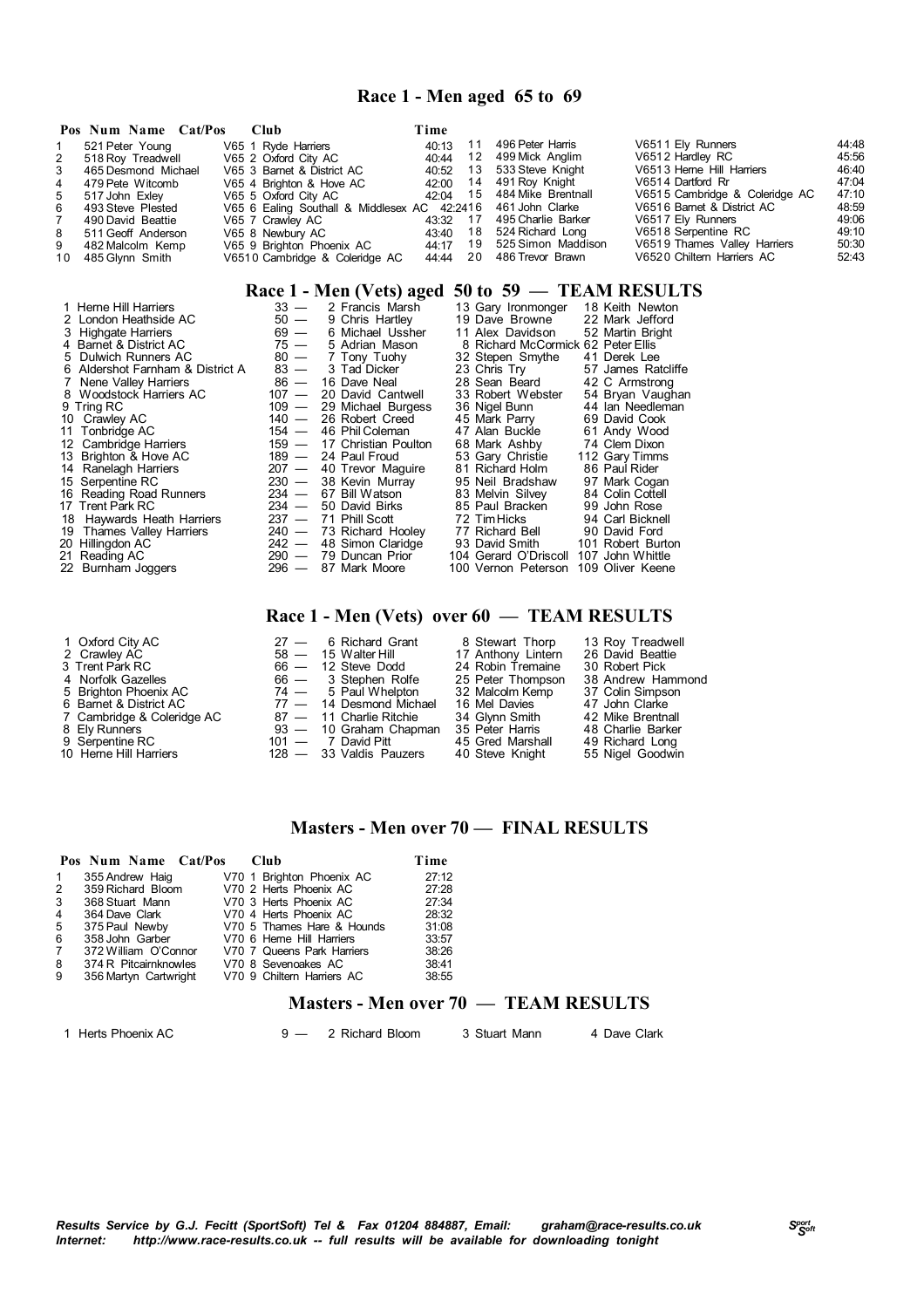## Race 1 - Men aged 65 to 69

| Pos | Num | Name | Cat/Pos | Club | Time |
|---|---|---|---|---|---|
| 1 | 521 | Peter Young | V65 1 | Ryde Harriers | 40:13 |
| 2 | 518 | Roy Treadwell | V65 2 | Oxford City AC | 40:44 |
| 3 | 465 | Desmond Michael | V65 3 | Barnet & District AC | 40:52 |
| 4 | 479 | Pete Witcomb | V65 4 | Brighton & Hove AC | 42:00 |
| 5 | 517 | John Exley | V65 5 | Oxford City AC | 42:04 |
| 6 | 493 | Steve Plested | V65 6 | Ealing Southall & Middlesex AC | 42:24 |
| 7 | 490 | David Beattie | V65 7 | Crawley AC | 43:32 |
| 8 | 511 | Geoff Anderson | V65 8 | Newbury AC | 43:40 |
| 9 | 482 | Malcolm Kemp | V65 9 | Brighton Phoenix AC | 44:17 |
| 10 | 485 | Glynn Smith | V65 10 | Cambridge & Coleridge AC | 44:44 |
| 11 | 496 | Peter Harris | V65 11 | Ely Runners | 44:48 |
| 12 | 499 | Mick Anglim | V65 12 | Hardley RC | 45:56 |
| 13 | 533 | Steve Knight | V65 13 | Herne Hill Harriers | 46:40 |
| 14 | 491 | Roy Knight | V65 14 | Dartford Rr | 47:04 |
| 15 | 484 | Mike Brentnall | V65 15 | Cambridge & Coleridge AC | 47:10 |
| 16 | 461 | John Clarke | V65 16 | Barnet & District AC | 48:59 |
| 17 | 495 | Charlie Barker | V65 17 | Ely Runners | 49:06 |
| 18 | 524 | Richard Long | V65 18 | Serpentine RC | 49:10 |
| 19 | 525 | Simon Maddison | V65 19 | Thames Valley Harriers | 50:30 |
| 20 | 486 | Trevor Brawn | V65 20 | Chiltern Harriers AC | 52:43 |

## Race 1 - Men (Vets) aged 50 to 59 — TEAM RESULTS

| Pos | Team | Points | | | |
|---|---|---|---|---|---|
| 1 | Herne Hill Harriers | 33 — | 2 Francis Marsh | 13 Gary Ironmonger | 18 Keith Newton |
| 2 | London Heathside AC | 50 — | 9 Chris Hartley | 19 Dave Browne | 22 Mark Jefford |
| 3 | Highgate Harriers | 69 — | 6 Michael Ussher | 11 Alex Davidson | 52 Martin Bright |
| 4 | Barnet & District AC | 75 — | 5 Adrian Mason | 8 Richard McCormick | 62 Peter Ellis |
| 5 | Dulwich Runners AC | 80 — | 7 Tony Tuohy | 32 Stepen Smythe | 41 Derek Lee |
| 6 | Aldershot Farnham & District A | 83 — | 3 Tad Dicker | 23 Chris Try | 57 James Ratcliffe |
| 7 | Nene Valley Harriers | 86 — | 16 Dave Neal | 28 Sean Beard | 42 C Armstrong |
| 8 | Woodstock Harriers AC | 107 — | 20 David Cantwell | 33 Robert Webster | 54 Bryan Vaughan |
| 9 | Tring RC | 109 — | 29 Michael Burgess | 36 Nigel Bunn | 44 Ian Needleman |
| 10 | Crawley AC | 140 — | 26 Robert Creed | 45 Mark Parry | 69 David Cook |
| 11 | Tonbridge AC | 154 — | 46 Phil Coleman | 47 Alan Buckle | 61 Andy Wood |
| 12 | Cambridge Harriers | 159 — | 17 Christian Poulton | 68 Mark Ashby | 74 Clem Dixon |
| 13 | Brighton & Hove AC | 189 — | 24 Paul Froud | 53 Gary Christie | 112 Gary Timms |
| 14 | Ranelagh Harriers | 207 — | 40 Trevor Maguire | 81 Richard Holm | 86 Paul Rider |
| 15 | Serpentine RC | 230 — | 38 Kevin Murray | 95 Neil Bradshaw | 97 Mark Cogan |
| 16 | Reading Road Runners | 234 — | 67 Bill Watson | 83 Melvin Silvey | 84 Colin Cottell |
| 17 | Trent Park RC | 234 — | 50 David Birks | 85 Paul Bracken | 99 John Rose |
| 18 | Haywards Heath Harriers | 237 — | 71 Phill Scott | 72 Tim Hicks | 94 Carl Bicknell |
| 19 | Thames Valley Harriers | 240 — | 73 Richard Hooley | 77 Richard Bell | 90 David Ford |
| 20 | Hillingdon AC | 242 — | 48 Simon Claridge | 93 David Smith | 101 Robert Burton |
| 21 | Reading AC | 290 — | 79 Duncan Prior | 104 Gerard O'Driscoll | 107 John Whittle |
| 22 | Burnham Joggers | 296 — | 87 Mark Moore | 100 Vernon Peterson | 109 Oliver Keene |

## Race 1 - Men (Vets) over 60 — TEAM RESULTS

| Pos | Team | Points | | | |
|---|---|---|---|---|---|
| 1 | Oxford City AC | 27 — | 6 Richard Grant | 8 Stewart Thorp | 13 Roy Treadwell |
| 2 | Crawley AC | 58 — | 15 Walter Hill | 17 Anthony Lintern | 26 David Beattie |
| 3 | Trent Park RC | 66 — | 12 Steve Dodd | 24 Robin Tremaine | 30 Robert Pick |
| 4 | Norfolk Gazelles | 66 — | 3 Stephen Rolfe | 25 Peter Thompson | 38 Andrew Hammond |
| 5 | Brighton Phoenix AC | 74 — | 5 Paul Whelpton | 32 Malcolm Kemp | 37 Colin Simpson |
| 6 | Barnet & District AC | 77 — | 14 Desmond Michael | 16 Mel Davies | 47 John Clarke |
| 7 | Cambridge & Coleridge AC | 87 — | 11 Charlie Ritchie | 34 Glynn Smith | 42 Mike Brentnall |
| 8 | Ely Runners | 93 — | 10 Graham Chapman | 35 Peter Harris | 48 Charlie Barker |
| 9 | Serpentine RC | 101 — | 7 David Pitt | 45 Gred Marshall | 49 Richard Long |
| 10 | Herne Hill Harriers | 128 — | 33 Valdis Pauzers | 40 Steve Knight | 55 Nigel Goodwin |

## Masters - Men over 70 — FINAL RESULTS

| Pos | Num | Name | Cat/Pos | Club | Time |
|---|---|---|---|---|---|
| 1 | 355 | Andrew Haig | V70 1 | Brighton Phoenix AC | 27:12 |
| 2 | 359 | Richard Bloom | V70 2 | Herts Phoenix AC | 27:28 |
| 3 | 368 | Stuart Mann | V70 3 | Herts Phoenix AC | 27:34 |
| 4 | 364 | Dave Clark | V70 4 | Herts Phoenix AC | 28:32 |
| 5 | 375 | Paul Newby | V70 5 | Thames Hare & Hounds | 31:08 |
| 6 | 358 | John Garber | V70 6 | Herne Hill Harriers | 33:57 |
| 7 | 372 | William O'Connor | V70 7 | Queens Park Harriers | 38:26 |
| 8 | 374 | R Pitcairnknowles | V70 8 | Sevenoakes AC | 38:41 |
| 9 | 356 | Martyn Cartwright | V70 9 | Chiltern Harriers AC | 38:55 |

## Masters - Men over 70 — TEAM RESULTS

| Pos | Team | Points | | | |
|---|---|---|---|---|---|
| 1 | Herts Phoenix AC | 9 — | 2 Richard Bloom | 3 Stuart Mann | 4 Dave Clark |

*Results Service by G.J. Fecitt (SportSoft) Tel & Fax 01204 884887, Email: graham@race-results.co.uk*
*Internet: http://www.race-results.co.uk -- full results will be available for downloading tonight*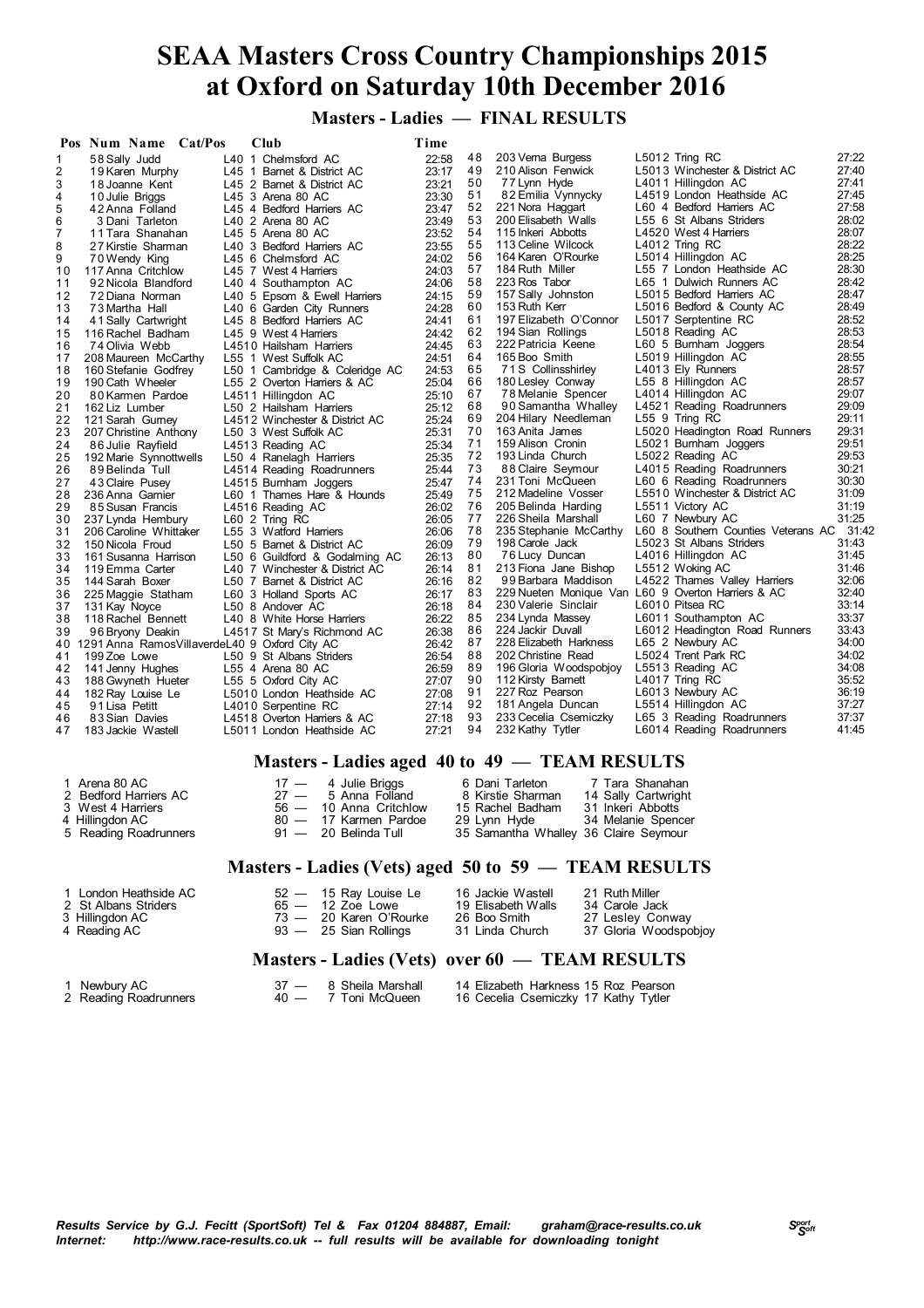# SEAA Masters Cross Country Championships 2015 at Oxford on Saturday 10th December 2016

## Masters - Ladies — FINAL RESULTS

| Pos | Num | Name | Cat/Pos | Club | Time |
|---|---|---|---|---|---|
| 1 | 58 | Sally Judd | L40 1 | Chelmsford AC | 22:58 |
| 2 | 19 | Karen Murphy | L45 1 | Barnet & District AC | 23:17 |
| 3 | 18 | Joanne Kent | L45 2 | Barnet & District AC | 23:21 |
| 4 | 10 | Julie Briggs | L45 3 | Arena 80 AC | 23:30 |
| 5 | 42 | Anna Folland | L45 4 | Bedford Harriers AC | 23:47 |
| 6 | 3 | Dani Tarleton | L40 2 | Arena 80 AC | 23:49 |
| 7 | 11 | Tara Shanahan | L45 5 | Arena 80 AC | 23:52 |
| 8 | 27 | Kirstie Sharman | L40 3 | Bedford Harriers AC | 23:55 |
| 9 | 70 | Wendy King | L45 6 | Chelmsford AC | 24:02 |
| 10 | 117 | Anna Critchlow | L45 7 | West 4 Harriers | 24:03 |
| 11 | 92 | Nicola Blandford | L40 4 | Southampton AC | 24:06 |
| 12 | 72 | Diana Norman | L40 5 | Epsom & Ewell Harriers | 24:15 |
| 13 | 73 | Martha Hall | L40 6 | Garden City Runners | 24:28 |
| 14 | 41 | Sally Cartwright | L45 8 | Bedford Harriers AC | 24:41 |
| 15 | 116 | Rachel Badham | L45 9 | West 4 Harriers | 24:42 |
| 16 | 74 | Olivia Webb | L4510 | Hailsham Harriers | 24:45 |
| 17 | 208 | Maureen McCarthy | L55 1 | West Suffolk AC | 24:51 |
| 18 | 160 | Stefanie Godfrey | L50 1 | Cambridge & Coleridge AC | 24:53 |
| 19 | 190 | Cath Wheeler | L55 2 | Overton Harriers & AC | 25:04 |
| 20 | 80 | Karmen Pardoe | L4511 | Hillingdon AC | 25:10 |
| 21 | 162 | Liz Lumber | L50 2 | Hailsham Harriers | 25:12 |
| 22 | 121 | Sarah Gurney | L4512 | Winchester & District AC | 25:24 |
| 23 | 207 | Christine Anthony | L50 3 | West Suffolk AC | 25:31 |
| 24 | 86 | Julie Rayfield | L4513 | Reading AC | 25:34 |
| 25 | 192 | Marie Synnottwells | L50 4 | Ranelagh Harriers | 25:35 |
| 26 | 89 | Belinda Tull | L4514 | Reading Roadrunners | 25:44 |
| 27 | 43 | Claire Pusey | L4515 | Burnham Joggers | 25:47 |
| 28 | 236 | Anna Garnier | L60 1 | Thames Hare & Hounds | 25:49 |
| 29 | 85 | Susan Francis | L4516 | Reading AC | 26:02 |
| 30 | 237 | Lynda Hembury | L60 2 | Tring RC | 26:05 |
| 31 | 206 | Caroline Whittaker | L55 3 | Watford Harriers | 26:06 |
| 32 | 150 | Nicola Froud | L50 5 | Barnet & District AC | 26:09 |
| 33 | 161 | Susanna Harrison | L50 6 | Guildford & Godalming AC | 26:13 |
| 34 | 119 | Emma Carter | L40 7 | Winchester & District AC | 26:14 |
| 35 | 144 | Sarah Boxer | L50 7 | Barnet & District AC | 26:16 |
| 36 | 225 | Maggie Statham | L60 3 | Holland Sports AC | 26:17 |
| 37 | 131 | Kay Noyce | L50 8 | Andover AC | 26:18 |
| 38 | 118 | Rachel Bennett | L40 8 | White Horse Harriers | 26:22 |
| 39 | 96 | Bryony Deakin | L4517 | St Mary's Richmond AC | 26:38 |
| 40 | 1291 | Anna RamosVillaverde | L40 9 | Oxford City AC | 26:42 |
| 41 | 199 | Zoe Lowe | L50 9 | St Albans Striders | 26:54 |
| 42 | 141 | Jenny Hughes | L55 4 | Arena 80 AC | 26:59 |
| 43 | 188 | Gwyneth Hueter | L55 5 | Oxford City AC | 27:07 |
| 44 | 182 | Ray Louise Le | L5010 | London Heathside AC | 27:08 |
| 45 | 91 | Lisa Petitt | L4010 | Serpentine RC | 27:14 |
| 46 | 83 | Sian Davies | L4518 | Overton Harriers & AC | 27:18 |
| 47 | 183 | Jackie Wastell | L5011 | London Heathside AC | 27:21 |
| 48 | 203 | Verna Burgess | L5012 | Tring RC | 27:22 |
| 49 | 210 | Alison Fenwick | L5013 | Winchester & District AC | 27:40 |
| 50 | 77 | Lynn Hyde | L4011 | Hillingdon AC | 27:41 |
| 51 | 82 | Emilia Vynnycky | L4519 | London Heathside AC | 27:45 |
| 52 | 221 | Nora Haggart | L60 4 | Bedford Harriers AC | 27:58 |
| 53 | 200 | Elisabeth Walls | L55 6 | St Albans Striders | 28:02 |
| 54 | 115 | Inkeri Abbotts | L4520 | West 4 Harriers | 28:07 |
| 55 | 113 | Celine Wilcock | L4012 | Tring RC | 28:22 |
| 56 | 164 | Karen O'Rourke | L5014 | Hillingdon AC | 28:25 |
| 57 | 184 | Ruth Miller | L55 7 | London Heathside AC | 28:30 |
| 58 | 223 | Ros Tabor | L65 1 | Dulwich Runners AC | 28:42 |
| 59 | 157 | Sally Johnston | L5015 | Bedford Harriers AC | 28:47 |
| 60 | 153 | Ruth Kerr | L5016 | Bedford & County AC | 28:49 |
| 61 | 197 | Elizabeth O'Connor | L5017 | Serpentine RC | 28:52 |
| 62 | 194 | Sian Rollings | L5018 | Reading AC | 28:53 |
| 63 | 222 | Patricia Keene | L60 5 | Burnham Joggers | 28:54 |
| 64 | 165 | Boo Smith | L5019 | Hillingdon AC | 28:55 |
| 65 | 71 | S Collinsshirley | L4013 | Ely Runners | 28:57 |
| 66 | 180 | Lesley Conway | L55 8 | Hillingdon AC | 28:57 |
| 67 | 78 | Melanie Spencer | L4014 | Hillingdon AC | 29:07 |
| 68 | 90 | Samantha Whalley | L4521 | Reading Roadrunners | 29:09 |
| 69 | 204 | Hilary Needleman | L55 9 | Tring RC | 29:11 |
| 70 | 163 | Anita James | L5020 | Headington Road Runners | 29:31 |
| 71 | 159 | Alison Cronin | L5021 | Burnham Joggers | 29:51 |
| 72 | 193 | Linda Church | L5022 | Reading AC | 29:53 |
| 73 | 88 | Claire Seymour | L4015 | Reading Roadrunners | 30:21 |
| 74 | 231 | Toni McQueen | L60 6 | Reading Roadrunners | 30:30 |
| 75 | 212 | Madeline Vosser | L5510 | Winchester & District AC | 31:09 |
| 76 | 205 | Belinda Harding | L5511 | Victory AC | 31:19 |
| 77 | 226 | Sheila Marshall | L60 7 | Newbury AC | 31:25 |
| 78 | 235 | Stephanie McCarthy | L60 8 | Southern Counties Veterans AC | 31:42 |
| 79 | 198 | Carole Jack | L5023 | St Albans Striders | 31:43 |
| 80 | 76 | Lucy Duncan | L4016 | Hillingdon AC | 31:45 |
| 81 | 213 | Fiona Jane Bishop | L5512 | Woking AC | 31:46 |
| 82 | 99 | Barbara Maddison | L4522 | Thames Valley Harriers | 32:06 |
| 83 | 229 | Nueten Monique Van | L60 9 | Overton Harriers & AC | 32:40 |
| 84 | 230 | Valerie Sinclair | L6010 | Pitsea RC | 33:14 |
| 85 | 234 | Lynda Massey | L6011 | Southampton AC | 33:37 |
| 86 | 224 | Jackir Duvall | L6012 | Headington Road Runners | 33:43 |
| 87 | 228 | Elizabeth Harkness | L65 2 | Newbury AC | 34:00 |
| 88 | 202 | Christine Read | L5024 | Trent Park RC | 34:02 |
| 89 | 196 | Gloria Woodspobjoy | L5513 | Reading AC | 34:08 |
| 90 | 112 | Kirsty Barnett | L4017 | Tring RC | 35:52 |
| 91 | 227 | Roz Pearson | L6013 | Newbury AC | 36:19 |
| 92 | 181 | Angela Duncan | L5514 | Hillingdon AC | 37:27 |
| 93 | 233 | Cecelia Csemiczky | L65 3 | Reading Roadrunners | 37:37 |
| 94 | 232 | Kathy Tytler | L6014 | Reading Roadrunners | 41:45 |

## Masters - Ladies aged 40 to 49 — TEAM RESULTS

| Pos | Club | Points | 1st | 2nd | 3rd |
|---|---|---|---|---|---|
| 1 | Arena 80 AC | 17 | 4 Julie Briggs | 6 Dani Tarleton | 7 Tara Shanahan |
| 2 | Bedford Harriers AC | 27 | 5 Anna Folland | 8 Kirstie Sharman | 14 Sally Cartwright |
| 3 | West 4 Harriers | 56 | 10 Anna Critchlow | 15 Rachel Badham | 31 Inkeri Abbotts |
| 4 | Hillingdon AC | 80 | 17 Karmen Pardoe | 29 Lynn Hyde | 34 Melanie Spencer |
| 5 | Reading Roadrunners | 91 | 20 Belinda Tull | 35 Samantha Whalley | 36 Claire Seymour |

## Masters - Ladies (Vets) aged 50 to 59 — TEAM RESULTS

| Pos | Club | Points | 1st | 2nd | 3rd |
|---|---|---|---|---|---|
| 1 | London Heathside AC | 52 | 15 Ray Louise Le | 16 Jackie Wastell | 21 Ruth Miller |
| 2 | St Albans Striders | 65 | 12 Zoe Lowe | 19 Elisabeth Walls | 34 Carole Jack |
| 3 | Hillingdon AC | 73 | 20 Karen O'Rourke | 26 Boo Smith | 27 Lesley Conway |
| 4 | Reading AC | 93 | 25 Sian Rollings | 31 Linda Church | 37 Gloria Woodspobjoy |

## Masters - Ladies (Vets) over 60 — TEAM RESULTS

| Pos | Club | Points | 1st | 2nd | 3rd |
|---|---|---|---|---|---|
| 1 | Newbury AC | 37 | 8 Sheila Marshall | 14 Elizabeth Harkness | 15 Roz Pearson |
| 2 | Reading Roadrunners | 40 | 7 Toni McQueen | 16 Cecelia Csemiczky | 17 Kathy Tytler |

*Results Service by G.J. Fecitt (SportSoft) Tel & Fax 01204 884887, Email: graham@race-results.co.uk*
*Internet: http://www.race-results.co.uk -- full results will be available for downloading tonight*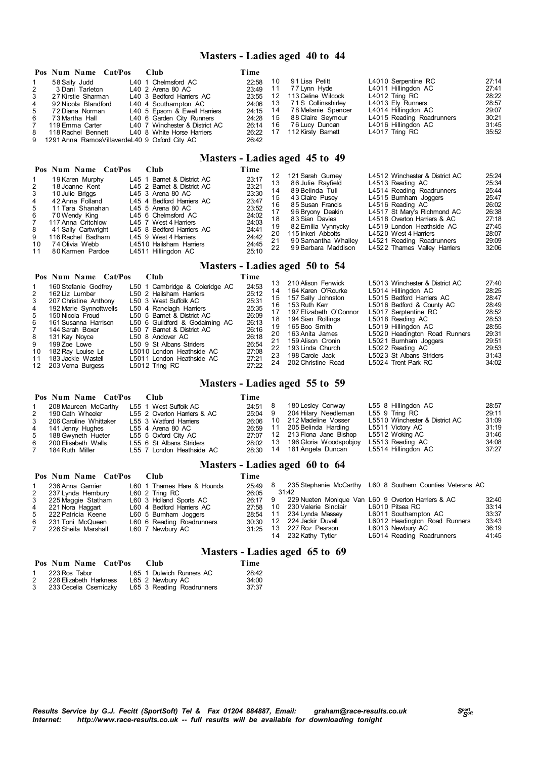## Masters - Ladies aged 40 to 44

| Pos | Num | Name | Cat/Pos | Club | Time |
|---|---|---|---|---|---|
| 1 | 58 | Sally Judd | L40 1 | Chelmsford AC | 22:58 |
| 2 | 3 | Dani Tarleton | L40 2 | Arena 80 AC | 23:49 |
| 3 | 27 | Kirstie Sharman | L40 3 | Bedford Harriers AC | 23:55 |
| 4 | 92 | Nicola Blandford | L40 4 | Southampton AC | 24:06 |
| 5 | 72 | Diana Norman | L40 5 | Epsom & Ewell Harriers | 24:15 |
| 6 | 73 | Martha Hall | L40 6 | Garden City Runners | 24:28 |
| 7 | 119 | Emma Carter | L40 7 | Winchester & District AC | 26:14 |
| 8 | 118 | Rachel Bennett | L40 8 | White Horse Harriers | 26:22 |
| 9 | 1291 | Anna RamosVillaverde | L40 9 | Oxford City AC | 26:42 |
| 10 | 91 | Lisa Petitt | L4010 | Serpentine RC | 27:14 |
| 11 | 77 | Lynn Hyde | L4011 | Hillingdon AC | 27:41 |
| 12 | 113 | Celine Wilcock | L4012 | Tring RC | 28:22 |
| 13 | 71 | S Collinsshirley | L4013 | Ely Runners | 28:57 |
| 14 | 78 | Melanie Spencer | L4014 | Hillingdon AC | 29:07 |
| 15 | 88 | Claire Seymour | L4015 | Reading Roadrunners | 30:21 |
| 16 | 76 | Lucy Duncan | L4016 | Hillingdon AC | 31:45 |
| 17 | 112 | Kirsty Barnett | L4017 | Tring RC | 35:52 |

## Masters - Ladies aged 45 to 49

| Pos | Num | Name | Cat/Pos | Club | Time |
|---|---|---|---|---|---|
| 1 | 19 | Karen Murphy | L45 1 | Barnet & District AC | 23:17 |
| 2 | 18 | Joanne Kent | L45 2 | Barnet & District AC | 23:21 |
| 3 | 10 | Julie Briggs | L45 3 | Arena 80 AC | 23:30 |
| 4 | 42 | Anna Folland | L45 4 | Bedford Harriers AC | 23:47 |
| 5 | 11 | Tara Shanahan | L45 5 | Arena 80 AC | 23:52 |
| 6 | 70 | Wendy King | L45 6 | Chelmsford AC | 24:02 |
| 7 | 117 | Anna Critchlow | L45 7 | West 4 Harriers | 24:03 |
| 8 | 41 | Sally Cartwright | L45 8 | Bedford Harriers AC | 24:41 |
| 9 | 116 | Rachel Badham | L45 9 | West 4 Harriers | 24:42 |
| 10 | 74 | Olivia Webb | L4510 | Hailsham Harriers | 24:45 |
| 11 | 80 | Karmen Pardoe | L4511 | Hillingdon AC | 25:10 |
| 12 | 121 | Sarah Gurney | L4512 | Winchester & District AC | 25:24 |
| 13 | 86 | Julie Rayfield | L4513 | Reading AC | 25:34 |
| 14 | 89 | Belinda Tull | L4514 | Reading Roadrunners | 25:44 |
| 15 | 43 | Claire Pusey | L4515 | Burnham Joggers | 25:47 |
| 16 | 85 | Susan Francis | L4516 | Reading AC | 26:02 |
| 17 | 96 | Bryony Deakin | L4517 | St Mary's Richmond AC | 26:38 |
| 18 | 83 | Sian Davies | L4518 | Overton Harriers & AC | 27:18 |
| 19 | 82 | Emilia Vynnycky | L4519 | London Heathside AC | 27:45 |
| 20 | 115 | Inkeri Abbotts | L4520 | West 4 Harriers | 28:07 |
| 21 | 90 | Samantha Whalley | L4521 | Reading Roadrunners | 29:09 |
| 22 | 99 | Barbara Maddison | L4522 | Thames Valley Harriers | 32:06 |

## Masters - Ladies aged 50 to 54

| Pos | Num | Name | Cat/Pos | Club | Time |
|---|---|---|---|---|---|
| 1 | 160 | Stefanie Godfrey | L50 1 | Cambridge & Coleridge AC | 24:53 |
| 2 | 162 | Liz Lumber | L50 2 | Hailsham Harriers | 25:12 |
| 3 | 207 | Christine Anthony | L50 3 | West Suffolk AC | 25:31 |
| 4 | 192 | Marie Synnottwells | L50 4 | Ranelagh Harriers | 25:35 |
| 5 | 150 | Nicola Froud | L50 5 | Barnet & District AC | 26:09 |
| 6 | 161 | Susanna Harrison | L50 6 | Guildford & Godalming AC | 26:13 |
| 7 | 144 | Sarah Boxer | L50 7 | Barnet & District AC | 26:16 |
| 8 | 131 | Kay Noyce | L50 8 | Andover AC | 26:18 |
| 9 | 199 | Zoe Lowe | L50 9 | St Albans Striders | 26:54 |
| 10 | 182 | Ray Louise Le | L5010 | London Heathside AC | 27:08 |
| 11 | 183 | Jackie Wastell | L5011 | London Heathside AC | 27:21 |
| 12 | 203 | Verna Burgess | L5012 | Tring RC | 27:22 |
| 13 | 210 | Alison Fenwick | L5013 | Winchester & District AC | 27:40 |
| 14 | 164 | Karen O'Rourke | L5014 | Hillingdon AC | 28:25 |
| 15 | 157 | Sally Johnston | L5015 | Bedford Harriers AC | 28:47 |
| 16 | 153 | Ruth Kerr | L5016 | Bedford & County AC | 28:49 |
| 17 | 197 | Elizabeth O'Connor | L5017 | Serptentine RC | 28:52 |
| 18 | 194 | Sian Rollings | L5018 | Reading AC | 28:53 |
| 19 | 165 | Boo Smith | L5019 | Hillingdon AC | 28:55 |
| 20 | 163 | Anita James | L5020 | Headington Road Runners | 29:31 |
| 21 | 159 | Alison Cronin | L5021 | Burnham Joggers | 29:51 |
| 22 | 193 | Linda Church | L5022 | Reading AC | 29:53 |
| 23 | 198 | Carole Jack | L5023 | St Albans Striders | 31:43 |
| 24 | 202 | Christine Read | L5024 | Trent Park RC | 34:02 |

## Masters - Ladies aged 55 to 59

| Pos | Num | Name | Cat/Pos | Club | Time |
|---|---|---|---|---|---|
| 1 | 208 | Maureen McCarthy | L55 1 | West Suffolk AC | 24:51 |
| 2 | 190 | Cath Wheeler | L55 2 | Overton Harriers & AC | 25:04 |
| 3 | 206 | Caroline Whittaker | L55 3 | Watford Harriers | 26:06 |
| 4 | 141 | Jenny Hughes | L55 4 | Arena 80 AC | 26:59 |
| 5 | 188 | Gwyneth Hueter | L55 5 | Oxford City AC | 27:07 |
| 6 | 200 | Elisabeth Walls | L55 6 | St Albans Striders | 28:02 |
| 7 | 184 | Ruth Miller | L55 7 | London Heathside AC | 28:30 |
| 8 | 180 | Lesley Conway | L55 8 | Hillingdon AC | 28:57 |
| 9 | 204 | Hilary Needleman | L55 9 | Tring RC | 29:11 |
| 10 | 212 | Madeline Vosser | L5510 | Winchester & District AC | 31:09 |
| 11 | 205 | Belinda Harding | L5511 | Victory AC | 31:19 |
| 12 | 213 | Fiona Jane Bishop | L5512 | Woking AC | 31:46 |
| 13 | 196 | Gloria Woodspobjoy | L5513 | Reading AC | 34:08 |
| 14 | 181 | Angela Duncan | L5514 | Hillingdon AC | 37:27 |

## Masters - Ladies aged 60 to 64

| Pos | Num | Name | Cat/Pos | Club | Time |
|---|---|---|---|---|---|
| 1 | 236 | Anna Garnier | L60 1 | Thames Hare & Hounds | 25:49 |
| 2 | 237 | Lynda Hembury | L60 2 | Tring RC | 26:05 |
| 3 | 225 | Maggie Statham | L60 3 | Holland Sports AC | 26:17 |
| 4 | 221 | Nora Haggart | L60 4 | Bedford Harriers AC | 27:58 |
| 5 | 222 | Patricia Keene | L60 5 | Burnham Joggers | 28:54 |
| 6 | 231 | Toni McQueen | L60 6 | Reading Roadrunners | 30:30 |
| 7 | 226 | Sheila Marshall | L60 7 | Newbury AC | 31:25 |
| 8 | 235 | Stephanie McCarthy | L60 8 | Southern Counties Veterans AC | 31:42 |
| 9 | 229 | Nueten Monique Van | L60 9 | Overton Harriers & AC | 32:40 |
| 10 | 230 | Valerie Sinclair | L6010 | Pitsea RC | 33:14 |
| 11 | 234 | Lynda Massey | L6011 | Southampton AC | 33:37 |
| 12 | 224 | Jackir Duvall | L6012 | Headington Road Runners | 33:43 |
| 13 | 227 | Roz Pearson | L6013 | Newbury AC | 36:19 |
| 14 | 232 | Kathy Tytler | L6014 | Reading Roadrunners | 41:45 |

## Masters - Ladies aged 65 to 69

| Pos | Num | Name | Cat/Pos | Club | Time |
|---|---|---|---|---|---|
| 1 | 223 | Ros Tabor | L65 1 | Dulwich Runners AC | 28:42 |
| 2 | 228 | Elizabeth Harkness | L65 2 | Newbury AC | 34:00 |
| 3 | 233 | Cecelia Csemiczky | L65 3 | Reading Roadrunners | 37:37 |

*Results Service by G.J. Fecitt (SportSoft) Tel & Fax 01204 884887, Email: graham@race-results.co.uk*
*Internet: http://www.race-results.co.uk -- full results will be available for downloading tonight*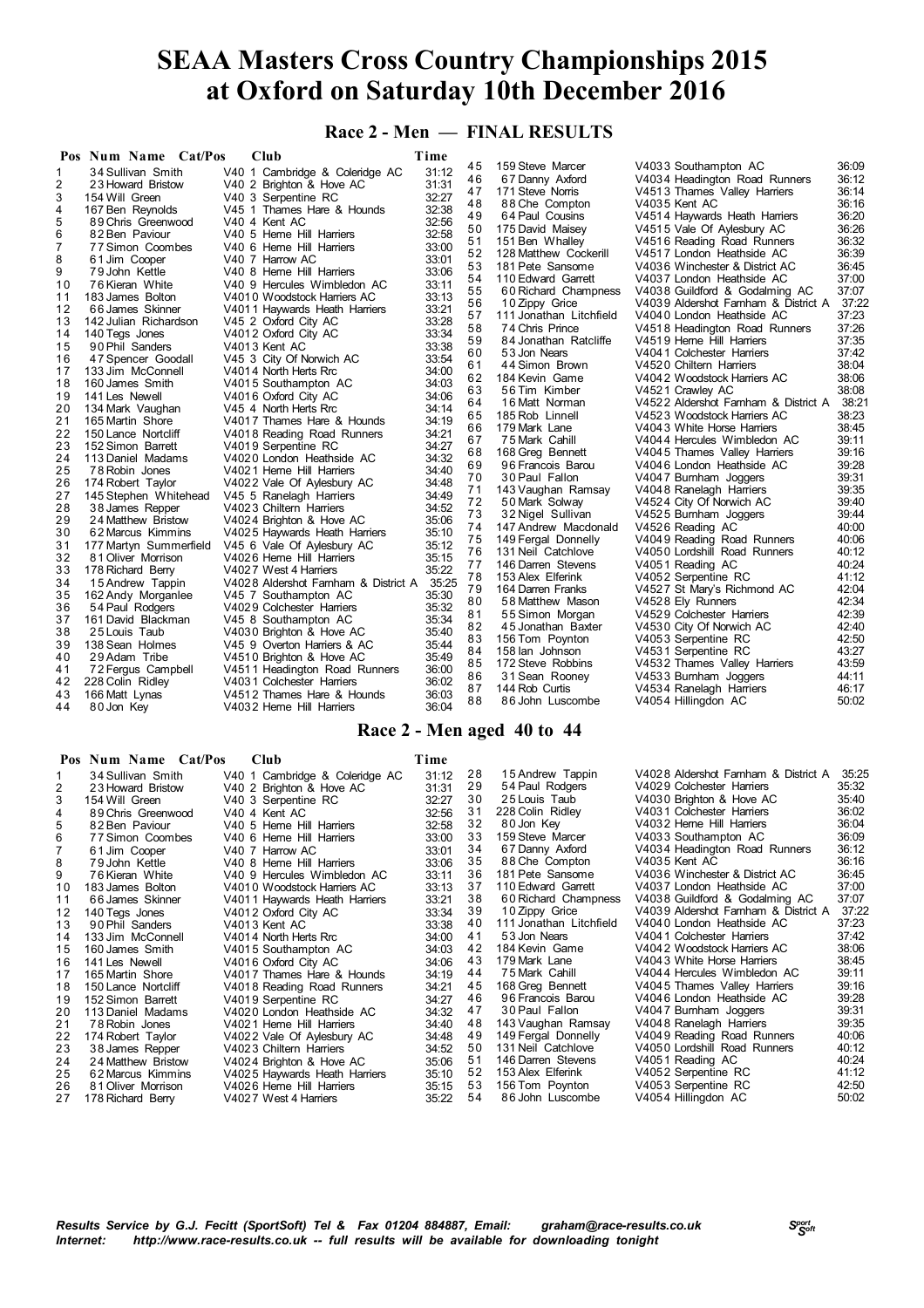# SEAA Masters Cross Country Championships 2015 at Oxford on Saturday 10th December 2016

## Race 2 - Men — FINAL RESULTS

| Pos | Num | Name | Cat/Pos | Club | Time |
|---|---|---|---|---|---|
| 1 | 34 | Sullivan Smith | V40 1 | Cambridge & Coleridge AC | 31:12 |
| 2 | 23 | Howard Bristow | V40 2 | Brighton & Hove AC | 31:31 |
| 3 | 154 | Will Green | V40 3 | Serpentine RC | 32:27 |
| 4 | 167 | Ben Reynolds | V45 1 | Thames Hare & Hounds | 32:38 |
| 5 | 89 | Chris Greenwood | V40 4 | Kent AC | 32:56 |
| 6 | 82 | Ben Paviour | V40 5 | Herne Hill Harriers | 32:58 |
| 7 | 77 | Simon Coombes | V40 6 | Herne Hill Harriers | 33:00 |
| 8 | 61 | Jim Cooper | V40 7 | Harrow AC | 33:01 |
| 9 | 79 | John Kettle | V40 8 | Herne Hill Harriers | 33:06 |
| 10 | 76 | Kieran White | V40 9 | Hercules Wimbledon AC | 33:11 |
| 11 | 183 | James Bolton | V4010 | Woodstock Harriers AC | 33:13 |
| 12 | 66 | James Skinner | V4011 | Haywards Heath Harriers | 33:21 |
| 13 | 142 | Julian Richardson | V45 2 | Oxford City AC | 33:28 |
| 14 | 140 | Tegs Jones | V4012 | Oxford City AC | 33:34 |
| 15 | 90 | Phil Sanders | V4013 | Kent AC | 33:38 |
| 16 | 47 | Spencer Goodall | V45 3 | City Of Norwich AC | 33:54 |
| 17 | 133 | Jim McConnell | V4014 | North Herts Rrc | 34:00 |
| 18 | 160 | James Smith | V4015 | Southampton AC | 34:03 |
| 19 | 141 | Les Newell | V4016 | Oxford City AC | 34:06 |
| 20 | 134 | Mark Vaughan | V45 4 | North Herts Rrc | 34:14 |
| 21 | 165 | Martin Shore | V4017 | Thames Hare & Hounds | 34:19 |
| 22 | 150 | Lance Nortcliff | V4018 | Reading Road Runners | 34:21 |
| 23 | 152 | Simon Barrett | V4019 | Serpentine RC | 34:27 |
| 24 | 113 | Daniel Madams | V4020 | London Heathside AC | 34:32 |
| 25 | 78 | Robin Jones | V4021 | Herne Hill Harriers | 34:40 |
| 26 | 174 | Robert Taylor | V4022 | Vale Of Aylesbury AC | 34:48 |
| 27 | 145 | Stephen Whitehead | V45 5 | Ranelagh Harriers | 34:49 |
| 28 | 38 | James Repper | V4023 | Chiltern Harriers | 34:52 |
| 29 | 24 | Matthew Bristow | V4024 | Brighton & Hove AC | 35:06 |
| 30 | 62 | Marcus Kimmins | V4025 | Haywards Heath Harriers | 35:10 |
| 31 | 177 | Martyn Summerfield | V45 6 | Vale Of Aylesbury AC | 35:12 |
| 32 | 81 | Oliver Morrison | V4026 | Herne Hill Harriers | 35:15 |
| 33 | 178 | Richard Berry | V4027 | West 4 Harriers | 35:22 |
| 34 | 15 | Andrew Tappin | V4028 | Aldershot Farnham & District A | 35:25 |
| 35 | 162 | Andy Morganlee | V45 7 | Southampton AC | 35:30 |
| 36 | 54 | Paul Rodgers | V4029 | Colchester Harriers | 35:32 |
| 37 | 161 | David Blackman | V45 8 | Southampton AC | 35:34 |
| 38 | 25 | Louis Taub | V4030 | Brighton & Hove AC | 35:40 |
| 39 | 138 | Sean Holmes | V45 9 | Overton Harriers & AC | 35:44 |
| 40 | 29 | Adam Tribe | V4510 | Brighton & Hove AC | 35:49 |
| 41 | 72 | Fergus Campbell | V4511 | Headington Road Runners | 36:00 |
| 42 | 228 | Colin Ridley | V4031 | Colchester Harriers | 36:02 |
| 43 | 166 | Matt Lynas | V4512 | Thames Hare & Hounds | 36:03 |
| 44 | 80 | Jon Key | V4032 | Herne Hill Harriers | 36:04 |
| 45 | 159 | Steve Marcer | V4033 | Southampton AC | 36:09 |
| 46 | 67 | Danny Axford | V4034 | Headington Road Runners | 36:12 |
| 47 | 171 | Steve Norris | V4513 | Thames Valley Harriers | 36:14 |
| 48 | 88 | Che Compton | V4035 | Kent AC | 36:16 |
| 49 | 64 | Paul Cousins | V4514 | Haywards Heath Harriers | 36:20 |
| 50 | 175 | David Maisey | V4515 | Vale Of Aylesbury AC | 36:26 |
| 51 | 151 | Ben Whalley | V4516 | Reading Road Runners | 36:32 |
| 52 | 128 | Matthew Cockerill | V4517 | London Heathside AC | 36:39 |
| 53 | 181 | Pete Sansome | V4036 | Winchester & District AC | 36:45 |
| 54 | 110 | Edward Garrett | V4037 | London Heathside AC | 37:00 |
| 55 | 60 | Richard Champness | V4038 | Guildford & Godalming AC | 37:07 |
| 56 | 10 | Zippy Grice | V4039 | Aldershot Farnham & District A | 37:22 |
| 57 | 111 | Jonathan Litchfield | V4040 | London Heathside AC | 37:23 |
| 58 | 74 | Chris Prince | V4518 | Headington Road Runners | 37:26 |
| 59 | 84 | Jonathan Ratcliffe | V4519 | Herne Hill Harriers | 37:35 |
| 60 | 53 | Jon Nears | V4041 | Colchester Harriers | 37:42 |
| 61 | 44 | Simon Brown | V4520 | Chiltern Harriers | 38:04 |
| 62 | 184 | Kevin Game | V4042 | Woodstock Harriers AC | 38:06 |
| 63 | 56 | Tim Kimber | V4521 | Crawley AC | 38:08 |
| 64 | 16 | Matt Norman | V4522 | Aldershot Farnham & District A | 38:21 |
| 65 | 185 | Rob Linnell | V4523 | Woodstock Harriers AC | 38:23 |
| 66 | 179 | Mark Lane | V4043 | White Horse Harriers | 38:45 |
| 67 | 75 | Mark Cahill | V4044 | Hercules Wimbledon AC | 39:11 |
| 68 | 168 | Greg Bennett | V4045 | Thames Valley Harriers | 39:16 |
| 69 | 96 | Francois Barou | V4046 | London Heathside AC | 39:28 |
| 70 | 30 | Paul Fallon | V4047 | Burnham Joggers | 39:31 |
| 71 | 143 | Vaughan Ramsay | V4048 | Ranelagh Harriers | 39:35 |
| 72 | 50 | Mark Solway | V4524 | City Of Norwich AC | 39:40 |
| 73 | 32 | Nigel Sullivan | V4525 | Burnham Joggers | 39:44 |
| 74 | 147 | Andrew Macdonald | V4526 | Reading AC | 40:00 |
| 75 | 149 | Fergal Donnelly | V4049 | Reading Road Runners | 40:06 |
| 76 | 131 | Neil Catchlove | V4050 | Lordshill Road Runners | 40:12 |
| 77 | 146 | Darren Stevens | V4051 | Reading AC | 40:24 |
| 78 | 153 | Alex Elferink | V4052 | Serpentine RC | 41:12 |
| 79 | 164 | Darren Franks | V4527 | St Mary's Richmond AC | 42:04 |
| 80 | 58 | Matthew Mason | V4528 | Ely Runners | 42:34 |
| 81 | 55 | Simon Morgan | V4529 | Colchester Harriers | 42:39 |
| 82 | 45 | Jonathan Baxter | V4530 | City Of Norwich AC | 42:40 |
| 83 | 156 | Tom Poynton | V4053 | Serpentine RC | 42:50 |
| 84 | 158 | Ian Johnson | V4531 | Serpentine RC | 43:27 |
| 85 | 172 | Steve Robbins | V4532 | Thames Valley Harriers | 43:59 |
| 86 | 31 | Sean Rooney | V4533 | Burnham Joggers | 44:11 |
| 87 | 144 | Rob Curtis | V4534 | Ranelagh Harriers | 46:17 |
| 88 | 86 | John Luscombe | V4054 | Hillingdon AC | 50:02 |

## Race 2 - Men aged 40 to 44

| Pos | Num | Name | Cat/Pos | Club | Time |
|---|---|---|---|---|---|
| 1 | 34 | Sullivan Smith | V40 1 | Cambridge & Coleridge AC | 31:12 |
| 2 | 23 | Howard Bristow | V40 2 | Brighton & Hove AC | 31:31 |
| 3 | 154 | Will Green | V40 3 | Serpentine RC | 32:27 |
| 4 | 89 | Chris Greenwood | V40 4 | Kent AC | 32:56 |
| 5 | 82 | Ben Paviour | V40 5 | Herne Hill Harriers | 32:58 |
| 6 | 77 | Simon Coombes | V40 6 | Herne Hill Harriers | 33:00 |
| 7 | 61 | Jim Cooper | V40 7 | Harrow AC | 33:01 |
| 8 | 79 | John Kettle | V40 8 | Herne Hill Harriers | 33:06 |
| 9 | 76 | Kieran White | V40 9 | Hercules Wimbledon AC | 33:11 |
| 10 | 183 | James Bolton | V4010 | Woodstock Harriers AC | 33:13 |
| 11 | 66 | James Skinner | V4011 | Haywards Heath Harriers | 33:21 |
| 12 | 140 | Tegs Jones | V4012 | Oxford City AC | 33:34 |
| 13 | 90 | Phil Sanders | V4013 | Kent AC | 33:38 |
| 14 | 133 | Jim McConnell | V4014 | North Herts Rrc | 34:00 |
| 15 | 160 | James Smith | V4015 | Southampton AC | 34:03 |
| 16 | 141 | Les Newell | V4016 | Oxford City AC | 34:06 |
| 17 | 165 | Martin Shore | V4017 | Thames Hare & Hounds | 34:19 |
| 18 | 150 | Lance Nortcliff | V4018 | Reading Road Runners | 34:21 |
| 19 | 152 | Simon Barrett | V4019 | Serpentine RC | 34:27 |
| 20 | 113 | Daniel Madams | V4020 | London Heathside AC | 34:32 |
| 21 | 78 | Robin Jones | V4021 | Herne Hill Harriers | 34:40 |
| 22 | 174 | Robert Taylor | V4022 | Vale Of Aylesbury AC | 34:48 |
| 23 | 38 | James Repper | V4023 | Chiltern Harriers | 34:52 |
| 24 | 24 | Matthew Bristow | V4024 | Brighton & Hove AC | 35:06 |
| 25 | 62 | Marcus Kimmins | V4025 | Haywards Heath Harriers | 35:10 |
| 26 | 81 | Oliver Morrison | V4026 | Herne Hill Harriers | 35:15 |
| 27 | 178 | Richard Berry | V4027 | West 4 Harriers | 35:22 |
| 28 | 15 | Andrew Tappin | V4028 | Aldershot Farnham & District A | 35:25 |
| 29 | 54 | Paul Rodgers | V4029 | Colchester Harriers | 35:32 |
| 30 | 25 | Louis Taub | V4030 | Brighton & Hove AC | 35:40 |
| 31 | 228 | Colin Ridley | V4031 | Colchester Harriers | 36:02 |
| 32 | 80 | Jon Key | V4032 | Herne Hill Harriers | 36:04 |
| 33 | 159 | Steve Marcer | V4033 | Southampton AC | 36:09 |
| 34 | 67 | Danny Axford | V4034 | Headington Road Runners | 36:12 |
| 35 | 88 | Che Compton | V4035 | Kent AC | 36:16 |
| 36 | 181 | Pete Sansome | V4036 | Winchester & District AC | 36:45 |
| 37 | 110 | Edward Garrett | V4037 | London Heathside AC | 37:00 |
| 38 | 60 | Richard Champness | V4038 | Guildford & Godalming AC | 37:07 |
| 39 | 10 | Zippy Grice | V4039 | Aldershot Farnham & District A | 37:22 |
| 40 | 111 | Jonathan Litchfield | V4040 | London Heathside AC | 37:23 |
| 41 | 53 | Jon Nears | V4041 | Colchester Harriers | 37:42 |
| 42 | 184 | Kevin Game | V4042 | Woodstock Harriers AC | 38:06 |
| 43 | 179 | Mark Lane | V4043 | White Horse Harriers | 38:45 |
| 44 | 75 | Mark Cahill | V4044 | Hercules Wimbledon AC | 39:11 |
| 45 | 168 | Greg Bennett | V4045 | Thames Valley Harriers | 39:16 |
| 46 | 96 | Francois Barou | V4046 | London Heathside AC | 39:28 |
| 47 | 30 | Paul Fallon | V4047 | Burnham Joggers | 39:31 |
| 48 | 143 | Vaughan Ramsay | V4048 | Ranelagh Harriers | 39:35 |
| 49 | 149 | Fergal Donnelly | V4049 | Reading Road Runners | 40:06 |
| 50 | 131 | Neil Catchlove | V4050 | Lordshill Road Runners | 40:12 |
| 51 | 146 | Darren Stevens | V4051 | Reading AC | 40:24 |
| 52 | 153 | Alex Elferink | V4052 | Serpentine RC | 41:12 |
| 53 | 156 | Tom Poynton | V4053 | Serpentine RC | 42:50 |
| 54 | 86 | John Luscombe | V4054 | Hillingdon AC | 50:02 |

*Results Service by G.J. Fecitt (SportSoft) Tel & Fax 01204 884887, Email: graham@race-results.co.uk*
*Internet: http://www.race-results.co.uk -- full results will be available for downloading tonight*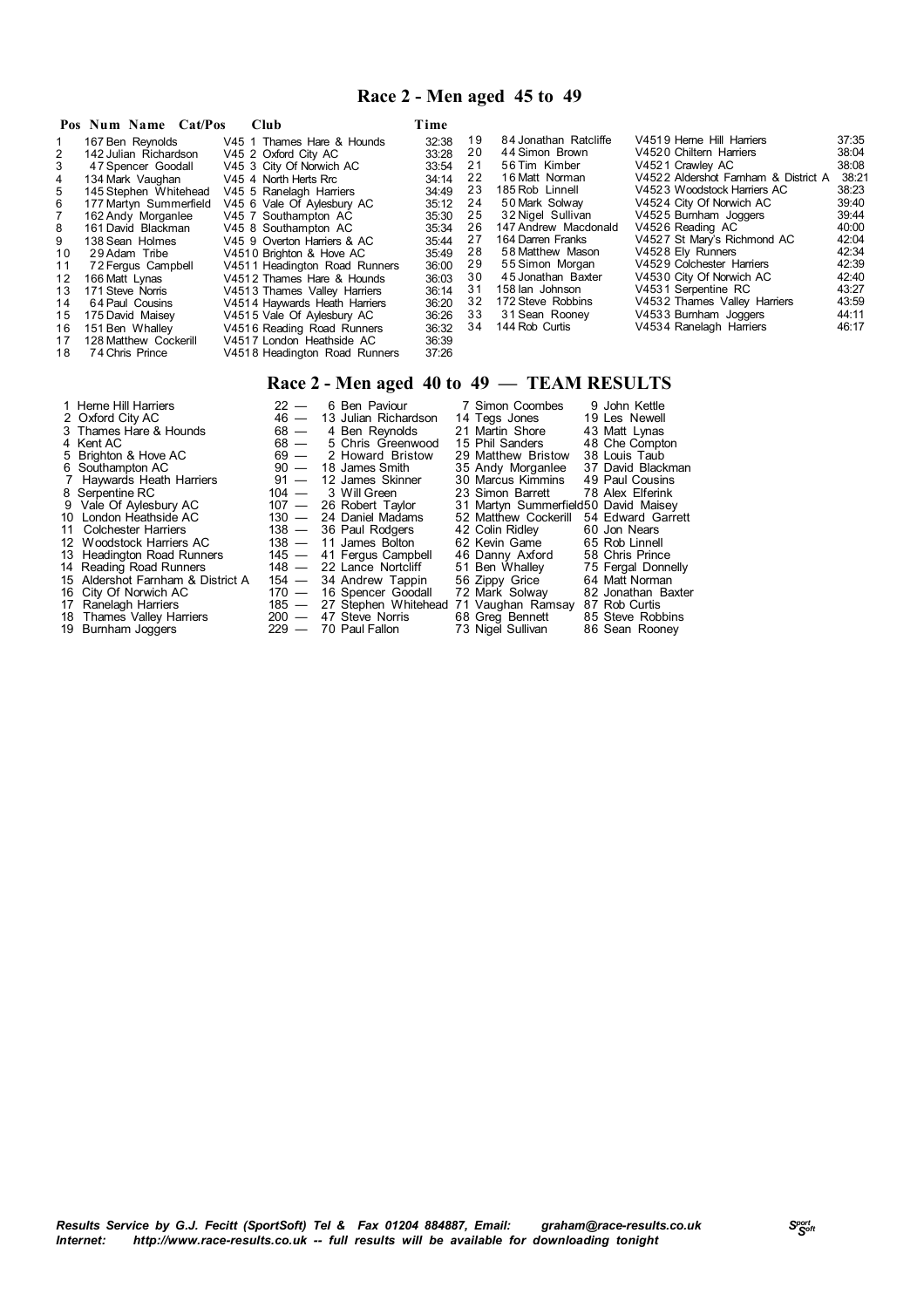## Race 2 - Men aged 45 to 49

| Pos | Num | Name | Cat/Pos | Club | Time |
|---|---|---|---|---|---|
| 1 | 167 | Ben Reynolds | V45 1 | Thames Hare & Hounds | 32:38 |
| 2 | 142 | Julian Richardson | V45 2 | Oxford City AC | 33:28 |
| 3 | 47 | Spencer Goodall | V45 3 | City Of Norwich AC | 33:54 |
| 4 | 134 | Mark Vaughan | V45 4 | North Herts Rrc | 34:14 |
| 5 | 145 | Stephen Whitehead | V45 5 | Ranelagh Harriers | 34:49 |
| 6 | 177 | Martyn Summerfield | V45 6 | Vale Of Aylesbury AC | 35:12 |
| 7 | 162 | Andy Morganlee | V45 7 | Southampton AC | 35:30 |
| 8 | 161 | David Blackman | V45 8 | Southampton AC | 35:34 |
| 9 | 138 | Sean Holmes | V45 9 | Overton Harriers & AC | 35:44 |
| 10 | 29 | Adam Tribe | V4510 | Brighton & Hove AC | 35:49 |
| 11 | 72 | Fergus Campbell | V4511 | Headington Road Runners | 36:00 |
| 12 | 166 | Matt Lynas | V4512 | Thames Hare & Hounds | 36:03 |
| 13 | 171 | Steve Norris | V4513 | Thames Valley Harriers | 36:14 |
| 14 | 64 | Paul Cousins | V4514 | Haywards Heath Harriers | 36:20 |
| 15 | 175 | David Maisey | V4515 | Vale Of Aylesbury AC | 36:26 |
| 16 | 151 | Ben Whalley | V4516 | Reading Road Runners | 36:32 |
| 17 | 128 | Matthew Cockerill | V4517 | London Heathside AC | 36:39 |
| 18 | 74 | Chris Prince | V4518 | Headington Road Runners | 37:26 |
| 19 | 84 | Jonathan Ratcliffe | V4519 | Herne Hill Harriers | 37:35 |
| 20 | 44 | Simon Brown | V4520 | Chiltern Harriers | 38:04 |
| 21 | 56 | Tim Kimber | V4521 | Crawley AC | 38:08 |
| 22 | 16 | Matt Norman | V4522 | Aldershot Farnham & District A | 38:21 |
| 23 | 185 | Rob Linnell | V4523 | Woodstock Harriers AC | 38:23 |
| 24 | 50 | Mark Solway | V4524 | City Of Norwich AC | 39:40 |
| 25 | 32 | Nigel Sullivan | V4525 | Burnham Joggers | 39:44 |
| 26 | 147 | Andrew Macdonald | V4526 | Reading AC | 40:00 |
| 27 | 164 | Darren Franks | V4527 | St Mary's Richmond AC | 42:04 |
| 28 | 58 | Matthew Mason | V4528 | Ely Runners | 42:34 |
| 29 | 55 | Simon Morgan | V4529 | Colchester Harriers | 42:39 |
| 30 | 45 | Jonathan Baxter | V4530 | City Of Norwich AC | 42:40 |
| 31 | 158 | Ian Johnson | V4531 | Serpentine RC | 43:27 |
| 32 | 172 | Steve Robbins | V4532 | Thames Valley Harriers | 43:59 |
| 33 | 31 | Sean Rooney | V4533 | Burnham Joggers | 44:11 |
| 34 | 144 | Rob Curtis | V4534 | Ranelagh Harriers | 46:17 |

## Race 2 - Men aged 40 to 49 — TEAM RESULTS

| | | | | | |
|---|---|---|---|---|---|
| 1 | Herne Hill Harriers | 22 — | 6 Ben Paviour | 7 Simon Coombes | 9 John Kettle |
| 2 | Oxford City AC | 46 — | 13 Julian Richardson | 14 Tegs Jones | 19 Les Newell |
| 3 | Thames Hare & Hounds | 68 — | 4 Ben Reynolds | 21 Martin Shore | 43 Matt Lynas |
| 4 | Kent AC | 68 — | 5 Chris Greenwood | 15 Phil Sanders | 48 Che Compton |
| 5 | Brighton & Hove AC | 69 — | 2 Howard Bristow | 29 Matthew Bristow | 38 Louis Taub |
| 6 | Southampton AC | 90 — | 18 James Smith | 35 Andy Morganlee | 37 David Blackman |
| 7 | Haywards Heath Harriers | 91 — | 12 James Skinner | 30 Marcus Kimmins | 49 Paul Cousins |
| 8 | Serpentine RC | 104 — | 3 Will Green | 23 Simon Barrett | 78 Alex Elferink |
| 9 | Vale Of Aylesbury AC | 107 — | 26 Robert Taylor | 31 Martyn Summerfield | 50 David Maisey |
| 10 | London Heathside AC | 130 — | 24 Daniel Madams | 52 Matthew Cockerill | 54 Edward Garrett |
| 11 | Colchester Harriers | 138 — | 36 Paul Rodgers | 42 Colin Ridley | 60 Jon Nears |
| 12 | Woodstock Harriers AC | 138 — | 11 James Bolton | 62 Kevin Game | 65 Rob Linnell |
| 13 | Headington Road Runners | 145 — | 41 Fergus Campbell | 46 Danny Axford | 58 Chris Prince |
| 14 | Reading Road Runners | 148 — | 22 Lance Nortcliff | 51 Ben Whalley | 75 Fergal Donnelly |
| 15 | Aldershot Farnham & District A | 154 — | 34 Andrew Tappin | 56 Zippy Grice | 64 Matt Norman |
| 16 | City Of Norwich AC | 170 — | 16 Spencer Goodall | 72 Mark Solway | 82 Jonathan Baxter |
| 17 | Ranelagh Harriers | 185 — | 27 Stephen Whitehead | 71 Vaughan Ramsay | 87 Rob Curtis |
| 18 | Thames Valley Harriers | 200 — | 47 Steve Norris | 68 Greg Bennett | 85 Steve Robbins |
| 19 | Burnham Joggers | 229 — | 70 Paul Fallon | 73 Nigel Sullivan | 86 Sean Rooney |

*Results Service by G.J. Fecitt (SportSoft) Tel & Fax 01204 884887, Email: graham@race-results.co.uk*
*Internet: http://www.race-results.co.uk -- full results will be available for downloading tonight*